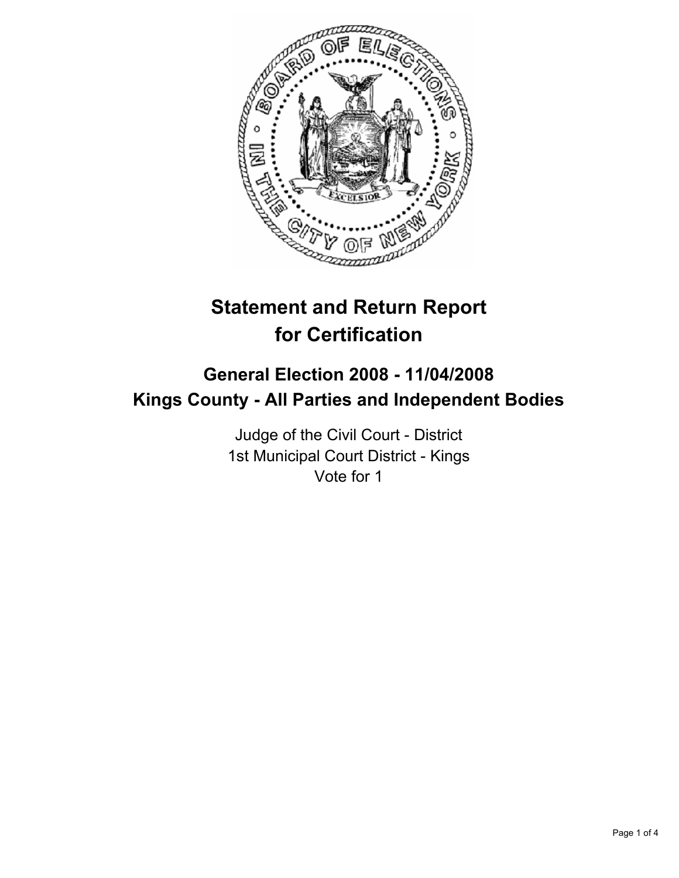# Statement and Return Report for Certification

## General Election 2008 - 11/04/2008
## Kings County - All Parties and Independent Bodies

Judge of the Civil Court - District
1st Municipal Court District - Kings
Vote for 1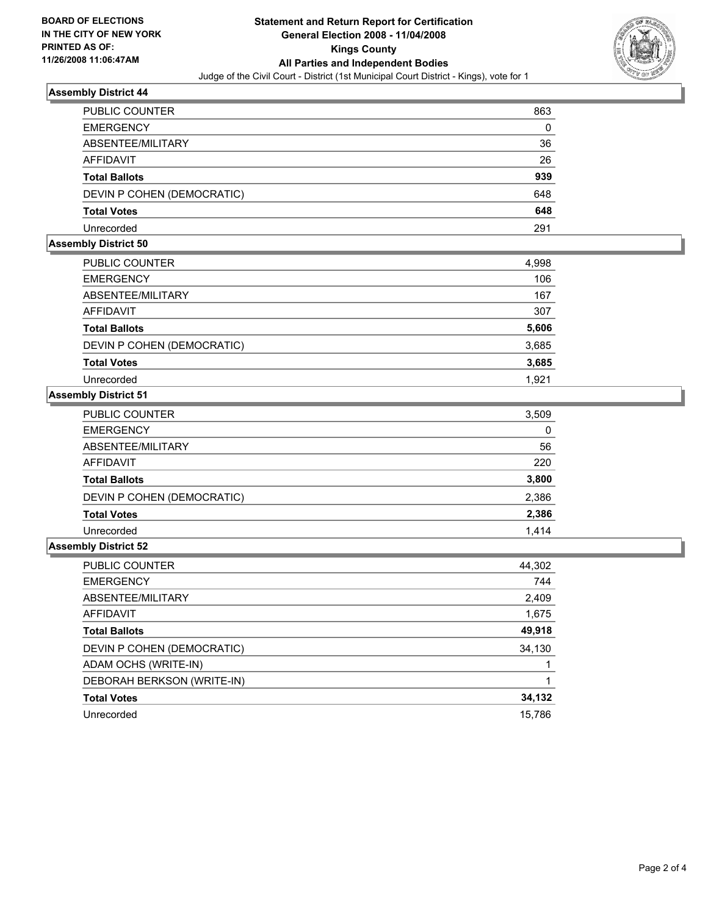**BOARD OF ELECTIONS IN THE CITY OF NEW YORK PRINTED AS OF: 11/26/2008 11:06:47AM**

# Statement and Return Report for Certification
## General Election 2008 - 11/04/2008
## Kings County
## All Parties and Independent Bodies

Judge of the Civil Court - District (1st Municipal Court District - Kings), vote for 1

### Assembly District 44

| | |
|---|---|
| PUBLIC COUNTER | 863 |
| EMERGENCY | 0 |
| ABSENTEE/MILITARY | 36 |
| AFFIDAVIT | 26 |
| **Total Ballots** | **939** |
| DEVIN P COHEN (DEMOCRATIC) | 648 |
| **Total Votes** | **648** |
| Unrecorded | 291 |

### Assembly District 50

| | |
|---|---|
| PUBLIC COUNTER | 4,998 |
| EMERGENCY | 106 |
| ABSENTEE/MILITARY | 167 |
| AFFIDAVIT | 307 |
| **Total Ballots** | **5,606** |
| DEVIN P COHEN (DEMOCRATIC) | 3,685 |
| **Total Votes** | **3,685** |
| Unrecorded | 1,921 |

### Assembly District 51

| | |
|---|---|
| PUBLIC COUNTER | 3,509 |
| EMERGENCY | 0 |
| ABSENTEE/MILITARY | 56 |
| AFFIDAVIT | 220 |
| **Total Ballots** | **3,800** |
| DEVIN P COHEN (DEMOCRATIC) | 2,386 |
| **Total Votes** | **2,386** |
| Unrecorded | 1,414 |

### Assembly District 52

| | |
|---|---|
| PUBLIC COUNTER | 44,302 |
| EMERGENCY | 744 |
| ABSENTEE/MILITARY | 2,409 |
| AFFIDAVIT | 1,675 |
| **Total Ballots** | **49,918** |
| DEVIN P COHEN (DEMOCRATIC) | 34,130 |
| ADAM OCHS (WRITE-IN) | 1 |
| DEBORAH BERKSON (WRITE-IN) | 1 |
| **Total Votes** | **34,132** |
| Unrecorded | 15,786 |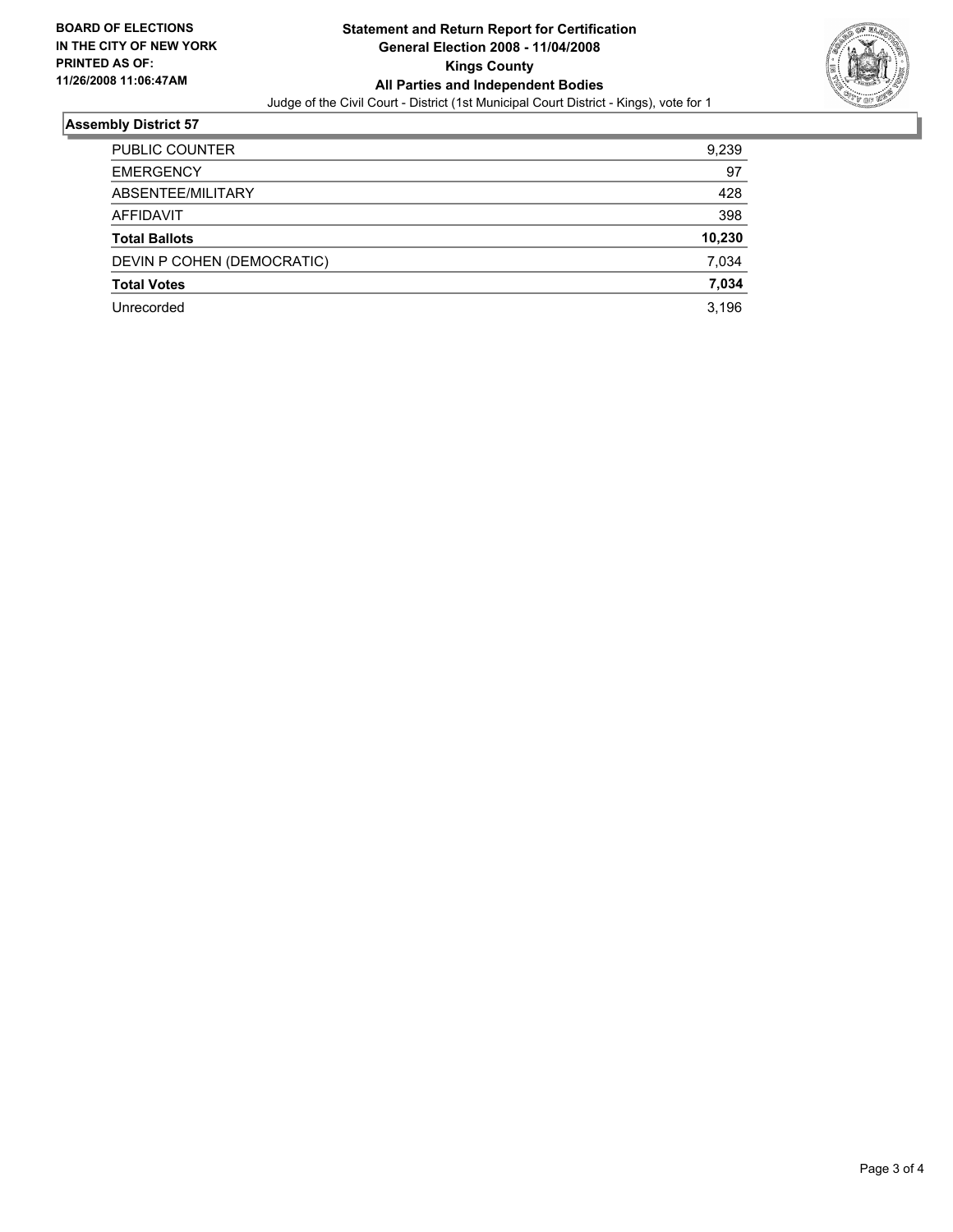**BOARD OF ELECTIONS IN THE CITY OF NEW YORK**
**PRINTED AS OF: 11/26/2008 11:06:47AM**

# Statement and Return Report for Certification
## General Election 2008 - 11/04/2008
## Kings County
## All Parties and Independent Bodies

Judge of the Civil Court - District (1st Municipal Court District - Kings), vote for 1

### Assembly District 57

| | |
|---|---|
| PUBLIC COUNTER | 9,239 |
| EMERGENCY | 97 |
| ABSENTEE/MILITARY | 428 |
| AFFIDAVIT | 398 |
| **Total Ballots** | **10,230** |
| DEVIN P COHEN (DEMOCRATIC) | 7,034 |
| **Total Votes** | **7,034** |
| Unrecorded | 3,196 |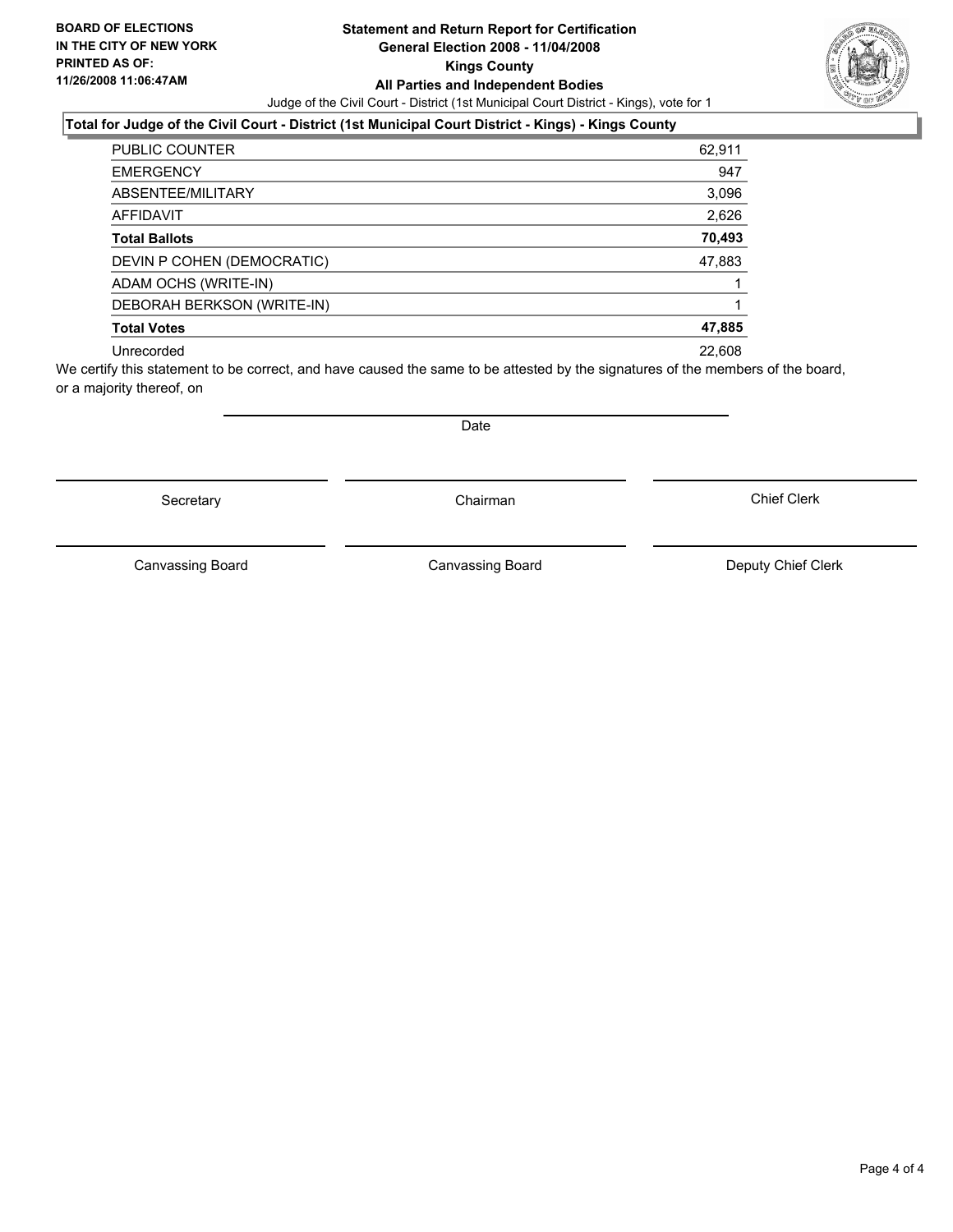**BOARD OF ELECTIONS IN THE CITY OF NEW YORK PRINTED AS OF: 11/26/2008 11:06:47AM**

# Statement and Return Report for Certification
## General Election 2008 - 11/04/2008
## Kings County
## All Parties and Independent Bodies

Judge of the Civil Court - District (1st Municipal Court District - Kings), vote for 1

### Total for Judge of the Civil Court - District (1st Municipal Court District - Kings) - Kings County

| | |
|---|---|
| PUBLIC COUNTER | 62,911 |
| EMERGENCY | 947 |
| ABSENTEE/MILITARY | 3,096 |
| AFFIDAVIT | 2,626 |
| **Total Ballots** | **70,493** |
| DEVIN P COHEN (DEMOCRATIC) | 47,883 |
| ADAM OCHS (WRITE-IN) | 1 |
| DEBORAH BERKSON (WRITE-IN) | 1 |
| **Total Votes** | **47,885** |
| Unrecorded | 22,608 |

We certify this statement to be correct, and have caused the same to be attested by the signatures of the members of the board, or a majority thereof, on

Date

Secretary | Chairman | Chief Clerk

Canvassing Board | Canvassing Board | Deputy Chief Clerk